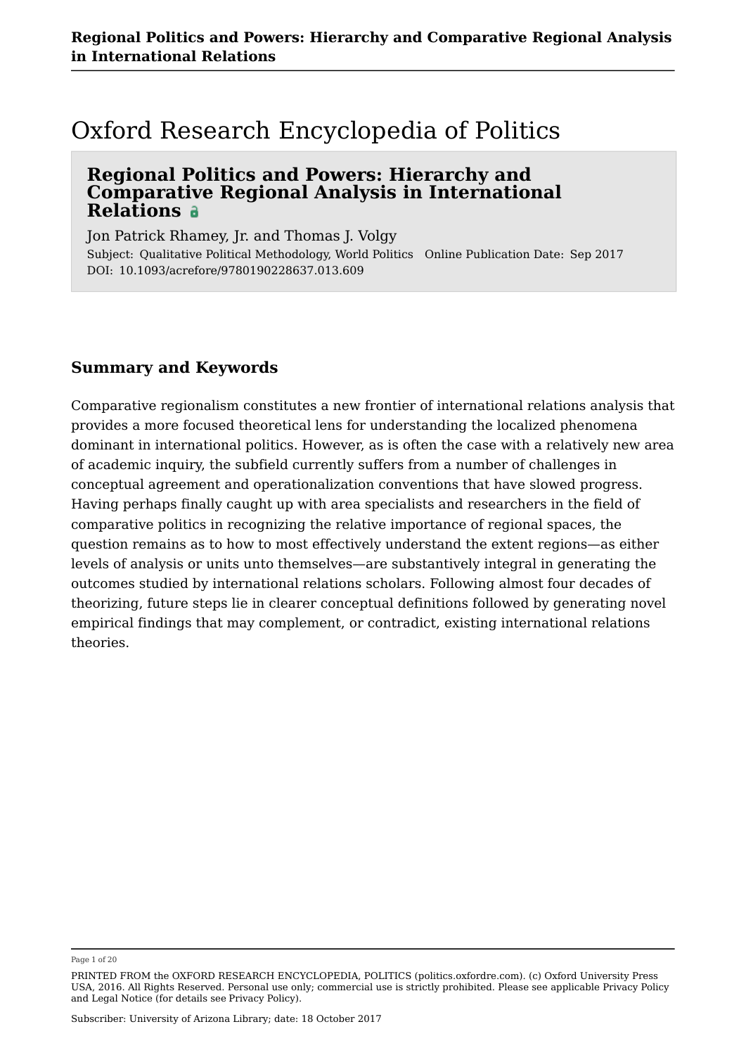# Oxford Research Encyclopedia of Politics

## Regional Politics and Powers: Hierarchy and Comparative Regional Analysis in International Relations

Jon Patrick Rhamey, Jr. and Thomas J. Volgy

Subject: Qualitative Political Methodology, World Politics Online Publication Date: Sep 2017

DOI: 10.1093/acrefore/9780190228637.013.609

### Summary and Keywords

Comparative regionalism constitutes a new frontier of international relations analysis that provides a more focused theoretical lens for understanding the localized phenomena dominant in international politics. However, as is often the case with a relatively new area of academic inquiry, the subfield currently suffers from a number of challenges in conceptual agreement and operationalization conventions that have slowed progress. Having perhaps finally caught up with area specialists and researchers in the field of comparative politics in recognizing the relative importance of regional spaces, the question remains as to how to most effectively understand the extent regions—as either levels of analysis or units unto themselves—are substantively integral in generating the outcomes studied by international relations scholars. Following almost four decades of theorizing, future steps lie in clearer conceptual definitions followed by generating novel empirical findings that may complement, or contradict, existing international relations theories.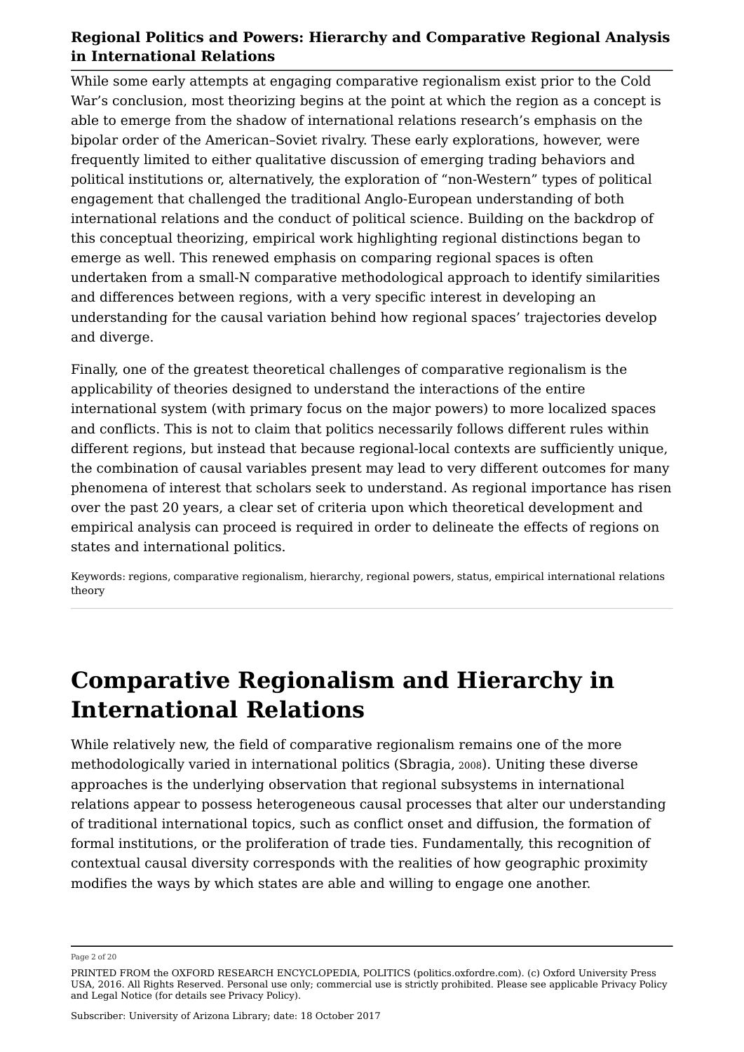While some early attempts at engaging comparative regionalism exist prior to the Cold War's conclusion, most theorizing begins at the point at which the region as a concept is able to emerge from the shadow of international relations research's emphasis on the bipolar order of the American–Soviet rivalry. These early explorations, however, were frequently limited to either qualitative discussion of emerging trading behaviors and political institutions or, alternatively, the exploration of "non-Western" types of political engagement that challenged the traditional Anglo-European understanding of both international relations and the conduct of political science. Building on the backdrop of this conceptual theorizing, empirical work highlighting regional distinctions began to emerge as well. This renewed emphasis on comparing regional spaces is often undertaken from a small-N comparative methodological approach to identify similarities and differences between regions, with a very specific interest in developing an understanding for the causal variation behind how regional spaces' trajectories develop and diverge.

Finally, one of the greatest theoretical challenges of comparative regionalism is the applicability of theories designed to understand the interactions of the entire international system (with primary focus on the major powers) to more localized spaces and conflicts. This is not to claim that politics necessarily follows different rules within different regions, but instead that because regional-local contexts are sufficiently unique, the combination of causal variables present may lead to very different outcomes for many phenomena of interest that scholars seek to understand. As regional importance has risen over the past 20 years, a clear set of criteria upon which theoretical development and empirical analysis can proceed is required in order to delineate the effects of regions on states and international politics.

Keywords: regions, comparative regionalism, hierarchy, regional powers, status, empirical international relations theory

# Comparative Regionalism and Hierarchy in International Relations

While relatively new, the field of comparative regionalism remains one of the more methodologically varied in international politics (Sbragia, 2008). Uniting these diverse approaches is the underlying observation that regional subsystems in international relations appear to possess heterogeneous causal processes that alter our understanding of traditional international topics, such as conflict onset and diffusion, the formation of formal institutions, or the proliferation of trade ties. Fundamentally, this recognition of contextual causal diversity corresponds with the realities of how geographic proximity modifies the ways by which states are able and willing to engage one another.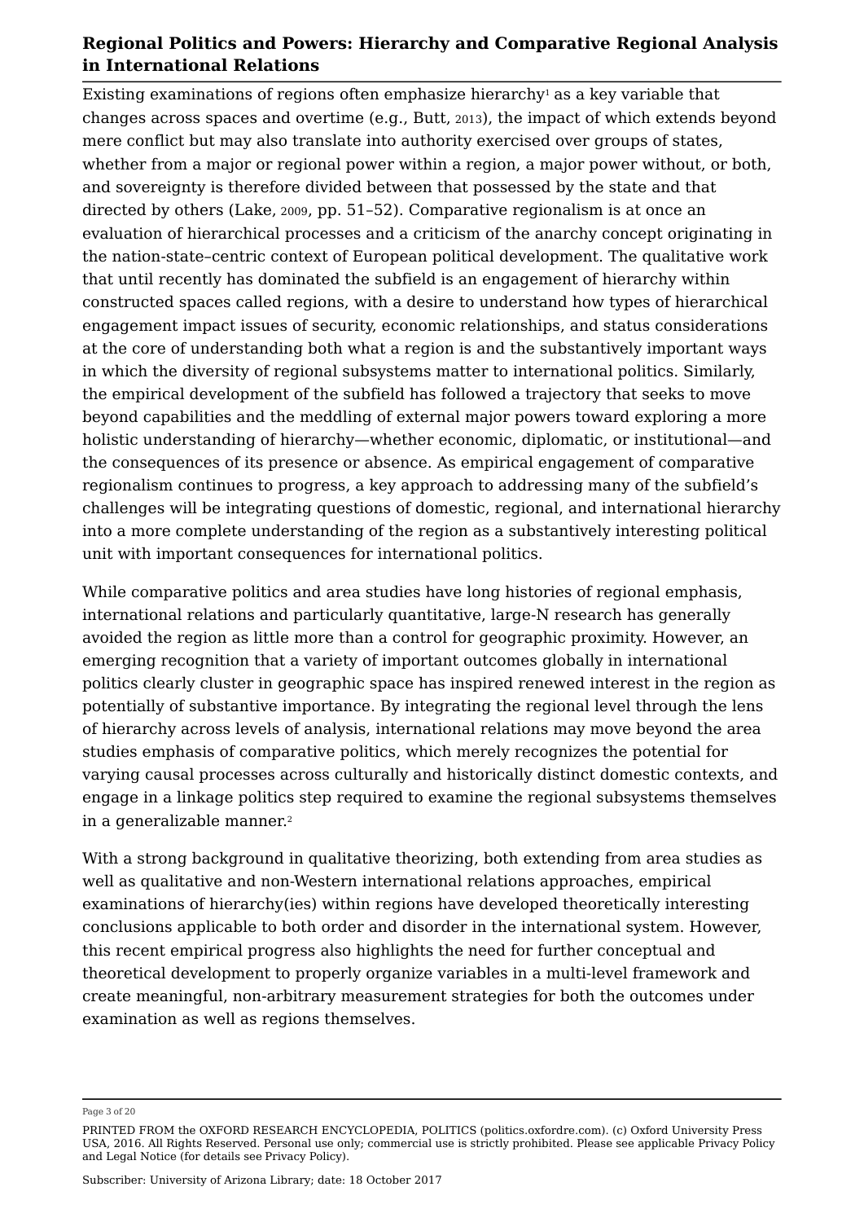Existing examinations of regions often emphasize hierarchy[1] as a key variable that changes across spaces and overtime (e.g., Butt, 2013), the impact of which extends beyond mere conflict but may also translate into authority exercised over groups of states, whether from a major or regional power within a region, a major power without, or both, and sovereignty is therefore divided between that possessed by the state and that directed by others (Lake, 2009, pp. 51–52). Comparative regionalism is at once an evaluation of hierarchical processes and a criticism of the anarchy concept originating in the nation-state–centric context of European political development. The qualitative work that until recently has dominated the subfield is an engagement of hierarchy within constructed spaces called regions, with a desire to understand how types of hierarchical engagement impact issues of security, economic relationships, and status considerations at the core of understanding both what a region is and the substantively important ways in which the diversity of regional subsystems matter to international politics. Similarly, the empirical development of the subfield has followed a trajectory that seeks to move beyond capabilities and the meddling of external major powers toward exploring a more holistic understanding of hierarchy—whether economic, diplomatic, or institutional—and the consequences of its presence or absence. As empirical engagement of comparative regionalism continues to progress, a key approach to addressing many of the subfield's challenges will be integrating questions of domestic, regional, and international hierarchy into a more complete understanding of the region as a substantively interesting political unit with important consequences for international politics.

While comparative politics and area studies have long histories of regional emphasis, international relations and particularly quantitative, large-N research has generally avoided the region as little more than a control for geographic proximity. However, an emerging recognition that a variety of important outcomes globally in international politics clearly cluster in geographic space has inspired renewed interest in the region as potentially of substantive importance. By integrating the regional level through the lens of hierarchy across levels of analysis, international relations may move beyond the area studies emphasis of comparative politics, which merely recognizes the potential for varying causal processes across culturally and historically distinct domestic contexts, and engage in a linkage politics step required to examine the regional subsystems themselves in a generalizable manner.[2]

With a strong background in qualitative theorizing, both extending from area studies as well as qualitative and non-Western international relations approaches, empirical examinations of hierarchy(ies) within regions have developed theoretically interesting conclusions applicable to both order and disorder in the international system. However, this recent empirical progress also highlights the need for further conceptual and theoretical development to properly organize variables in a multi-level framework and create meaningful, non-arbitrary measurement strategies for both the outcomes under examination as well as regions themselves.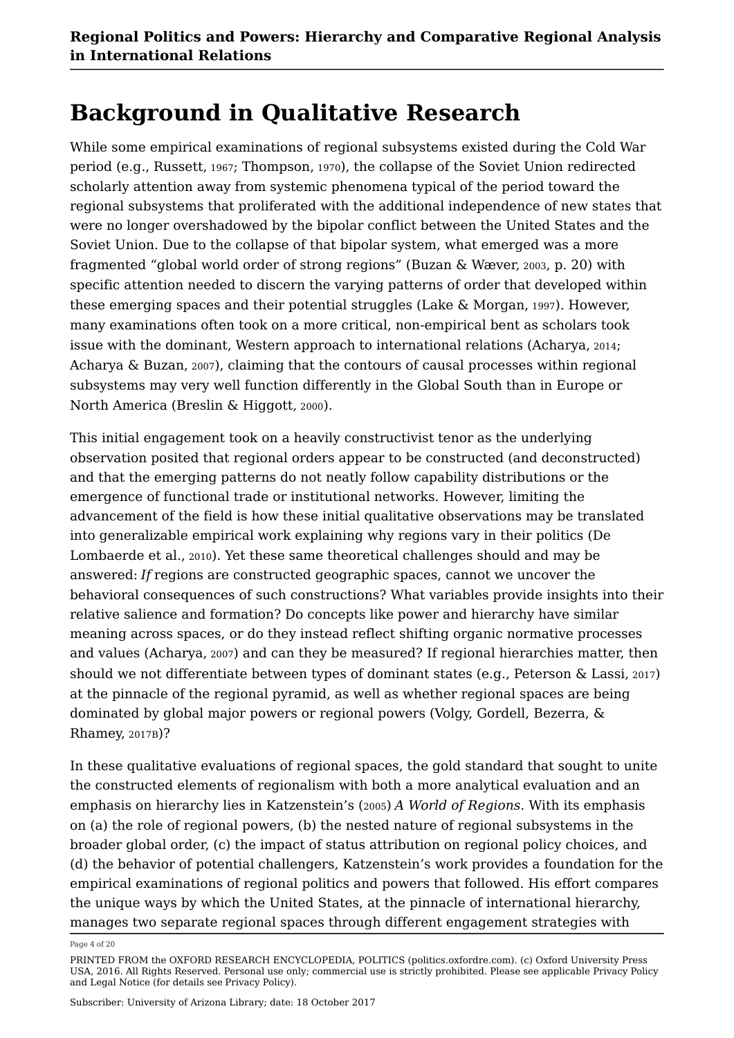# Background in Qualitative Research

While some empirical examinations of regional subsystems existed during the Cold War period (e.g., Russett, 1967; Thompson, 1970), the collapse of the Soviet Union redirected scholarly attention away from systemic phenomena typical of the period toward the regional subsystems that proliferated with the additional independence of new states that were no longer overshadowed by the bipolar conflict between the United States and the Soviet Union. Due to the collapse of that bipolar system, what emerged was a more fragmented "global world order of strong regions" (Buzan & Wæver, 2003, p. 20) with specific attention needed to discern the varying patterns of order that developed within these emerging spaces and their potential struggles (Lake & Morgan, 1997). However, many examinations often took on a more critical, non-empirical bent as scholars took issue with the dominant, Western approach to international relations (Acharya, 2014; Acharya & Buzan, 2007), claiming that the contours of causal processes within regional subsystems may very well function differently in the Global South than in Europe or North America (Breslin & Higgott, 2000).

This initial engagement took on a heavily constructivist tenor as the underlying observation posited that regional orders appear to be constructed (and deconstructed) and that the emerging patterns do not neatly follow capability distributions or the emergence of functional trade or institutional networks. However, limiting the advancement of the field is how these initial qualitative observations may be translated into generalizable empirical work explaining why regions vary in their politics (De Lombaerde et al., 2010). Yet these same theoretical challenges should and may be answered: *If* regions are constructed geographic spaces, cannot we uncover the behavioral consequences of such constructions? What variables provide insights into their relative salience and formation? Do concepts like power and hierarchy have similar meaning across spaces, or do they instead reflect shifting organic normative processes and values (Acharya, 2007) and can they be measured? If regional hierarchies matter, then should we not differentiate between types of dominant states (e.g., Peterson & Lassi, 2017) at the pinnacle of the regional pyramid, as well as whether regional spaces are being dominated by global major powers or regional powers (Volgy, Gordell, Bezerra, & Rhamey, 2017B)?

In these qualitative evaluations of regional spaces, the gold standard that sought to unite the constructed elements of regionalism with both a more analytical evaluation and an emphasis on hierarchy lies in Katzenstein's (2005) *A World of Regions*. With its emphasis on (a) the role of regional powers, (b) the nested nature of regional subsystems in the broader global order, (c) the impact of status attribution on regional policy choices, and (d) the behavior of potential challengers, Katzenstein's work provides a foundation for the empirical examinations of regional politics and powers that followed. His effort compares the unique ways by which the United States, at the pinnacle of international hierarchy, manages two separate regional spaces through different engagement strategies with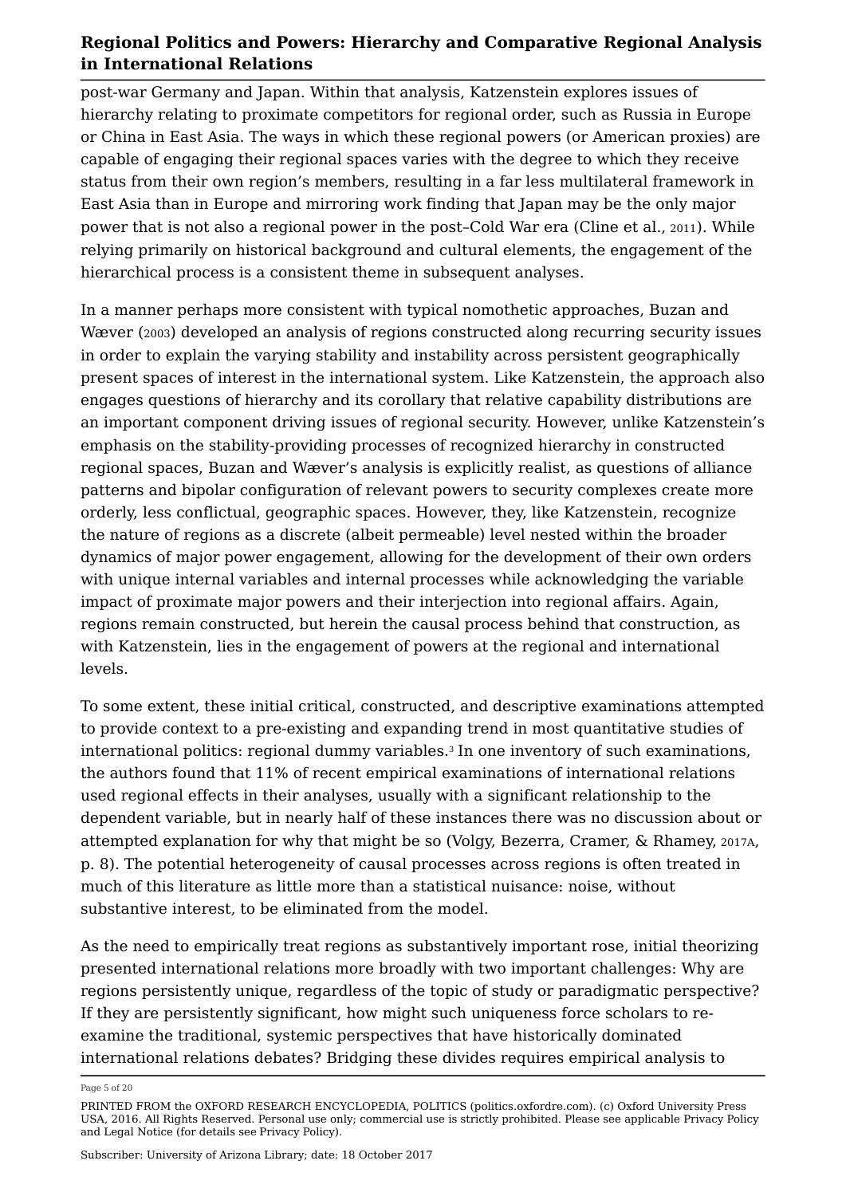post-war Germany and Japan. Within that analysis, Katzenstein explores issues of hierarchy relating to proximate competitors for regional order, such as Russia in Europe or China in East Asia. The ways in which these regional powers (or American proxies) are capable of engaging their regional spaces varies with the degree to which they receive status from their own region's members, resulting in a far less multilateral framework in East Asia than in Europe and mirroring work finding that Japan may be the only major power that is not also a regional power in the post–Cold War era (Cline et al., 2011). While relying primarily on historical background and cultural elements, the engagement of the hierarchical process is a consistent theme in subsequent analyses.

In a manner perhaps more consistent with typical nomothetic approaches, Buzan and Wæver (2003) developed an analysis of regions constructed along recurring security issues in order to explain the varying stability and instability across persistent geographically present spaces of interest in the international system. Like Katzenstein, the approach also engages questions of hierarchy and its corollary that relative capability distributions are an important component driving issues of regional security. However, unlike Katzenstein's emphasis on the stability-providing processes of recognized hierarchy in constructed regional spaces, Buzan and Wæver's analysis is explicitly realist, as questions of alliance patterns and bipolar configuration of relevant powers to security complexes create more orderly, less conflictual, geographic spaces. However, they, like Katzenstein, recognize the nature of regions as a discrete (albeit permeable) level nested within the broader dynamics of major power engagement, allowing for the development of their own orders with unique internal variables and internal processes while acknowledging the variable impact of proximate major powers and their interjection into regional affairs. Again, regions remain constructed, but herein the causal process behind that construction, as with Katzenstein, lies in the engagement of powers at the regional and international levels.

To some extent, these initial critical, constructed, and descriptive examinations attempted to provide context to a pre-existing and expanding trend in most quantitative studies of international politics: regional dummy variables.[3] In one inventory of such examinations, the authors found that 11% of recent empirical examinations of international relations used regional effects in their analyses, usually with a significant relationship to the dependent variable, but in nearly half of these instances there was no discussion about or attempted explanation for why that might be so (Volgy, Bezerra, Cramer, & Rhamey, 2017A, p. 8). The potential heterogeneity of causal processes across regions is often treated in much of this literature as little more than a statistical nuisance: noise, without substantive interest, to be eliminated from the model.

As the need to empirically treat regions as substantively important rose, initial theorizing presented international relations more broadly with two important challenges: Why are regions persistently unique, regardless of the topic of study or paradigmatic perspective? If they are persistently significant, how might such uniqueness force scholars to re-examine the traditional, systemic perspectives that have historically dominated international relations debates? Bridging these divides requires empirical analysis to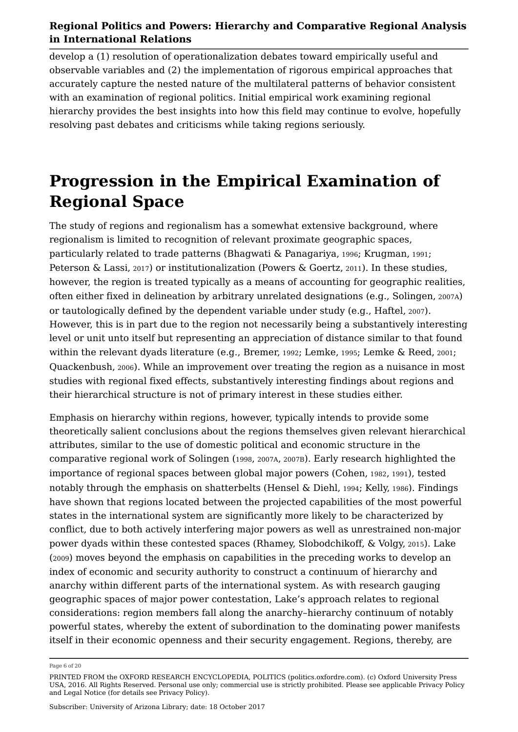develop a (1) resolution of operationalization debates toward empirically useful and observable variables and (2) the implementation of rigorous empirical approaches that accurately capture the nested nature of the multilateral patterns of behavior consistent with an examination of regional politics. Initial empirical work examining regional hierarchy provides the best insights into how this field may continue to evolve, hopefully resolving past debates and criticisms while taking regions seriously.

# Progression in the Empirical Examination of Regional Space

The study of regions and regionalism has a somewhat extensive background, where regionalism is limited to recognition of relevant proximate geographic spaces, particularly related to trade patterns (Bhagwati & Panagariya, 1996; Krugman, 1991; Peterson & Lassi, 2017) or institutionalization (Powers & Goertz, 2011). In these studies, however, the region is treated typically as a means of accounting for geographic realities, often either fixed in delineation by arbitrary unrelated designations (e.g., Solingen, 2007A) or tautologically defined by the dependent variable under study (e.g., Haftel, 2007). However, this is in part due to the region not necessarily being a substantively interesting level or unit unto itself but representing an appreciation of distance similar to that found within the relevant dyads literature (e.g., Bremer, 1992; Lemke, 1995; Lemke & Reed, 2001; Quackenbush, 2006). While an improvement over treating the region as a nuisance in most studies with regional fixed effects, substantively interesting findings about regions and their hierarchical structure is not of primary interest in these studies either.

Emphasis on hierarchy within regions, however, typically intends to provide some theoretically salient conclusions about the regions themselves given relevant hierarchical attributes, similar to the use of domestic political and economic structure in the comparative regional work of Solingen (1998, 2007A, 2007B). Early research highlighted the importance of regional spaces between global major powers (Cohen, 1982, 1991), tested notably through the emphasis on shatterbelts (Hensel & Diehl, 1994; Kelly, 1986). Findings have shown that regions located between the projected capabilities of the most powerful states in the international system are significantly more likely to be characterized by conflict, due to both actively interfering major powers as well as unrestrained non-major power dyads within these contested spaces (Rhamey, Slobodchikoff, & Volgy, 2015). Lake (2009) moves beyond the emphasis on capabilities in the preceding works to develop an index of economic and security authority to construct a continuum of hierarchy and anarchy within different parts of the international system. As with research gauging geographic spaces of major power contestation, Lake's approach relates to regional considerations: region members fall along the anarchy–hierarchy continuum of notably powerful states, whereby the extent of subordination to the dominating power manifests itself in their economic openness and their security engagement. Regions, thereby, are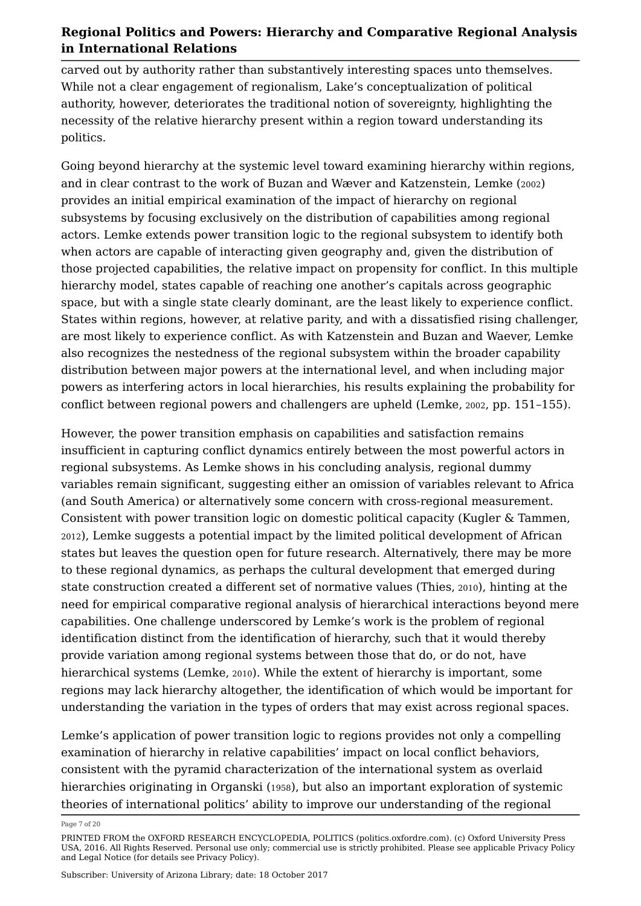carved out by authority rather than substantively interesting spaces unto themselves. While not a clear engagement of regionalism, Lake's conceptualization of political authority, however, deteriorates the traditional notion of sovereignty, highlighting the necessity of the relative hierarchy present within a region toward understanding its politics.

Going beyond hierarchy at the systemic level toward examining hierarchy within regions, and in clear contrast to the work of Buzan and Wæver and Katzenstein, Lemke (2002) provides an initial empirical examination of the impact of hierarchy on regional subsystems by focusing exclusively on the distribution of capabilities among regional actors. Lemke extends power transition logic to the regional subsystem to identify both when actors are capable of interacting given geography and, given the distribution of those projected capabilities, the relative impact on propensity for conflict. In this multiple hierarchy model, states capable of reaching one another's capitals across geographic space, but with a single state clearly dominant, are the least likely to experience conflict. States within regions, however, at relative parity, and with a dissatisfied rising challenger, are most likely to experience conflict. As with Katzenstein and Buzan and Waever, Lemke also recognizes the nestedness of the regional subsystem within the broader capability distribution between major powers at the international level, and when including major powers as interfering actors in local hierarchies, his results explaining the probability for conflict between regional powers and challengers are upheld (Lemke, 2002, pp. 151–155).

However, the power transition emphasis on capabilities and satisfaction remains insufficient in capturing conflict dynamics entirely between the most powerful actors in regional subsystems. As Lemke shows in his concluding analysis, regional dummy variables remain significant, suggesting either an omission of variables relevant to Africa (and South America) or alternatively some concern with cross-regional measurement. Consistent with power transition logic on domestic political capacity (Kugler & Tammen, 2012), Lemke suggests a potential impact by the limited political development of African states but leaves the question open for future research. Alternatively, there may be more to these regional dynamics, as perhaps the cultural development that emerged during state construction created a different set of normative values (Thies, 2010), hinting at the need for empirical comparative regional analysis of hierarchical interactions beyond mere capabilities. One challenge underscored by Lemke's work is the problem of regional identification distinct from the identification of hierarchy, such that it would thereby provide variation among regional systems between those that do, or do not, have hierarchical systems (Lemke, 2010). While the extent of hierarchy is important, some regions may lack hierarchy altogether, the identification of which would be important for understanding the variation in the types of orders that may exist across regional spaces.

Lemke's application of power transition logic to regions provides not only a compelling examination of hierarchy in relative capabilities' impact on local conflict behaviors, consistent with the pyramid characterization of the international system as overlaid hierarchies originating in Organski (1958), but also an important exploration of systemic theories of international politics' ability to improve our understanding of the regional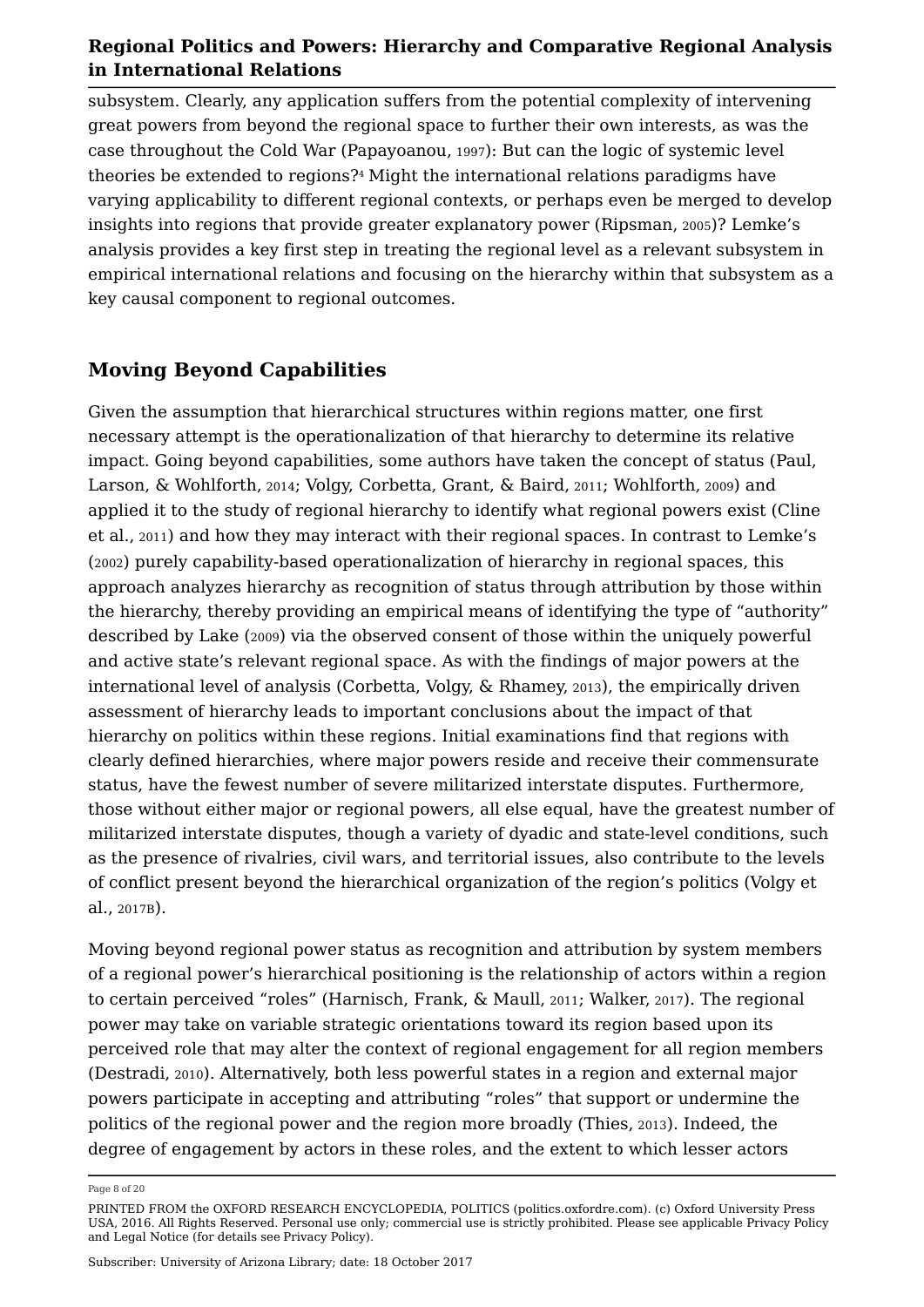subsystem. Clearly, any application suffers from the potential complexity of intervening great powers from beyond the regional space to further their own interests, as was the case throughout the Cold War (Papayoanou, 1997): But can the logic of systemic level theories be extended to regions?[4] Might the international relations paradigms have varying applicability to different regional contexts, or perhaps even be merged to develop insights into regions that provide greater explanatory power (Ripsman, 2005)? Lemke's analysis provides a key first step in treating the regional level as a relevant subsystem in empirical international relations and focusing on the hierarchy within that subsystem as a key causal component to regional outcomes.

## Moving Beyond Capabilities

Given the assumption that hierarchical structures within regions matter, one first necessary attempt is the operationalization of that hierarchy to determine its relative impact. Going beyond capabilities, some authors have taken the concept of status (Paul, Larson, & Wohlforth, 2014; Volgy, Corbetta, Grant, & Baird, 2011; Wohlforth, 2009) and applied it to the study of regional hierarchy to identify what regional powers exist (Cline et al., 2011) and how they may interact with their regional spaces. In contrast to Lemke's (2002) purely capability-based operationalization of hierarchy in regional spaces, this approach analyzes hierarchy as recognition of status through attribution by those within the hierarchy, thereby providing an empirical means of identifying the type of "authority" described by Lake (2009) via the observed consent of those within the uniquely powerful and active state's relevant regional space. As with the findings of major powers at the international level of analysis (Corbetta, Volgy, & Rhamey, 2013), the empirically driven assessment of hierarchy leads to important conclusions about the impact of that hierarchy on politics within these regions. Initial examinations find that regions with clearly defined hierarchies, where major powers reside and receive their commensurate status, have the fewest number of severe militarized interstate disputes. Furthermore, those without either major or regional powers, all else equal, have the greatest number of militarized interstate disputes, though a variety of dyadic and state-level conditions, such as the presence of rivalries, civil wars, and territorial issues, also contribute to the levels of conflict present beyond the hierarchical organization of the region's politics (Volgy et al., 2017B).

Moving beyond regional power status as recognition and attribution by system members of a regional power's hierarchical positioning is the relationship of actors within a region to certain perceived "roles" (Harnisch, Frank, & Maull, 2011; Walker, 2017). The regional power may take on variable strategic orientations toward its region based upon its perceived role that may alter the context of regional engagement for all region members (Destradi, 2010). Alternatively, both less powerful states in a region and external major powers participate in accepting and attributing "roles" that support or undermine the politics of the regional power and the region more broadly (Thies, 2013). Indeed, the degree of engagement by actors in these roles, and the extent to which lesser actors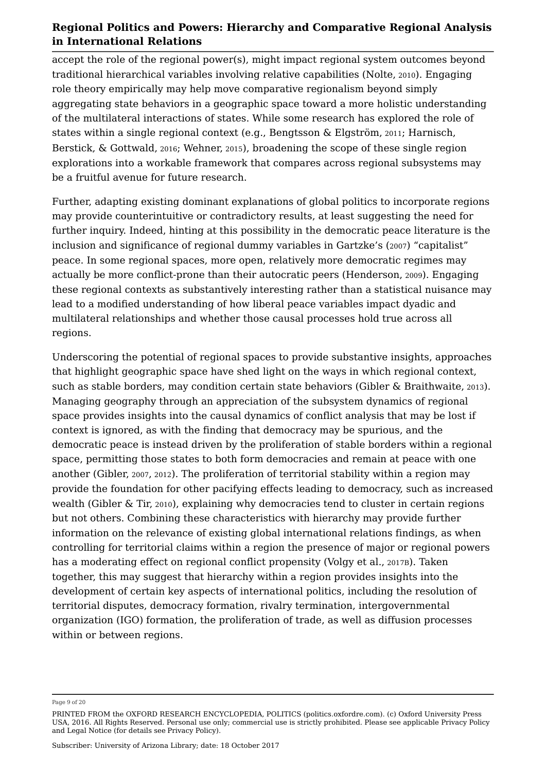accept the role of the regional power(s), might impact regional system outcomes beyond traditional hierarchical variables involving relative capabilities (Nolte, 2010). Engaging role theory empirically may help move comparative regionalism beyond simply aggregating state behaviors in a geographic space toward a more holistic understanding of the multilateral interactions of states. While some research has explored the role of states within a single regional context (e.g., Bengtsson & Elgström, 2011; Harnisch, Berstick, & Gottwald, 2016; Wehner, 2015), broadening the scope of these single region explorations into a workable framework that compares across regional subsystems may be a fruitful avenue for future research.

Further, adapting existing dominant explanations of global politics to incorporate regions may provide counterintuitive or contradictory results, at least suggesting the need for further inquiry. Indeed, hinting at this possibility in the democratic peace literature is the inclusion and significance of regional dummy variables in Gartzke's (2007) "capitalist" peace. In some regional spaces, more open, relatively more democratic regimes may actually be more conflict-prone than their autocratic peers (Henderson, 2009). Engaging these regional contexts as substantively interesting rather than a statistical nuisance may lead to a modified understanding of how liberal peace variables impact dyadic and multilateral relationships and whether those causal processes hold true across all regions.

Underscoring the potential of regional spaces to provide substantive insights, approaches that highlight geographic space have shed light on the ways in which regional context, such as stable borders, may condition certain state behaviors (Gibler & Braithwaite, 2013). Managing geography through an appreciation of the subsystem dynamics of regional space provides insights into the causal dynamics of conflict analysis that may be lost if context is ignored, as with the finding that democracy may be spurious, and the democratic peace is instead driven by the proliferation of stable borders within a regional space, permitting those states to both form democracies and remain at peace with one another (Gibler, 2007, 2012). The proliferation of territorial stability within a region may provide the foundation for other pacifying effects leading to democracy, such as increased wealth (Gibler & Tir, 2010), explaining why democracies tend to cluster in certain regions but not others. Combining these characteristics with hierarchy may provide further information on the relevance of existing global international relations findings, as when controlling for territorial claims within a region the presence of major or regional powers has a moderating effect on regional conflict propensity (Volgy et al., 2017b). Taken together, this may suggest that hierarchy within a region provides insights into the development of certain key aspects of international politics, including the resolution of territorial disputes, democracy formation, rivalry termination, intergovernmental organization (IGO) formation, the proliferation of trade, as well as diffusion processes within or between regions.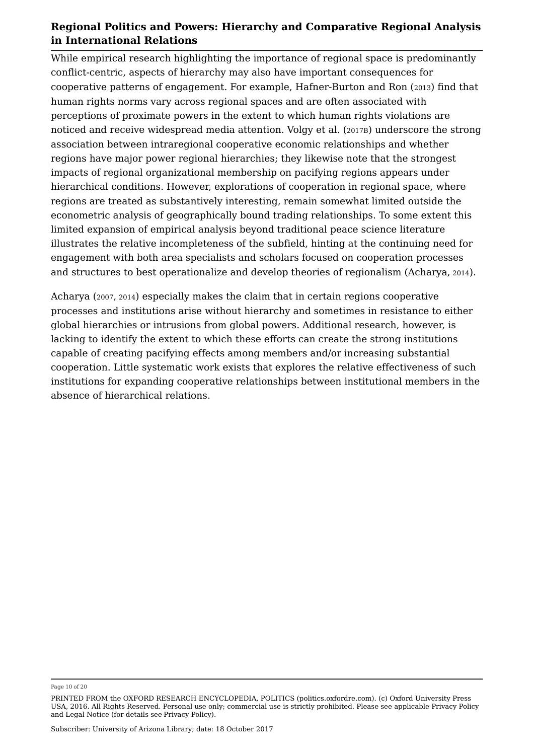While empirical research highlighting the importance of regional space is predominantly conflict-centric, aspects of hierarchy may also have important consequences for cooperative patterns of engagement. For example, Hafner-Burton and Ron (2013) find that human rights norms vary across regional spaces and are often associated with perceptions of proximate powers in the extent to which human rights violations are noticed and receive widespread media attention. Volgy et al. (2017B) underscore the strong association between intraregional cooperative economic relationships and whether regions have major power regional hierarchies; they likewise note that the strongest impacts of regional organizational membership on pacifying regions appears under hierarchical conditions. However, explorations of cooperation in regional space, where regions are treated as substantively interesting, remain somewhat limited outside the econometric analysis of geographically bound trading relationships. To some extent this limited expansion of empirical analysis beyond traditional peace science literature illustrates the relative incompleteness of the subfield, hinting at the continuing need for engagement with both area specialists and scholars focused on cooperation processes and structures to best operationalize and develop theories of regionalism (Acharya, 2014).

Acharya (2007, 2014) especially makes the claim that in certain regions cooperative processes and institutions arise without hierarchy and sometimes in resistance to either global hierarchies or intrusions from global powers. Additional research, however, is lacking to identify the extent to which these efforts can create the strong institutions capable of creating pacifying effects among members and/or increasing substantial cooperation. Little systematic work exists that explores the relative effectiveness of such institutions for expanding cooperative relationships between institutional members in the absence of hierarchical relations.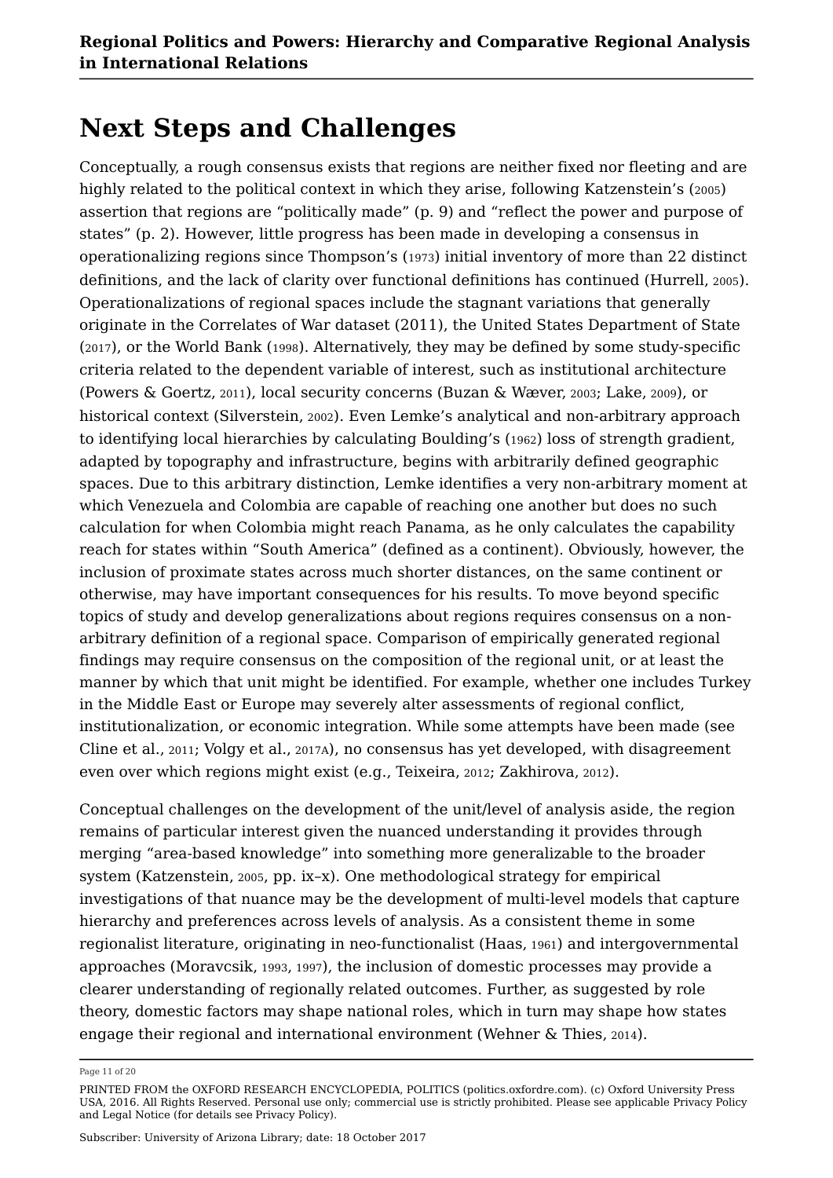# Next Steps and Challenges

Conceptually, a rough consensus exists that regions are neither fixed nor fleeting and are highly related to the political context in which they arise, following Katzenstein's (2005) assertion that regions are "politically made" (p. 9) and "reflect the power and purpose of states" (p. 2). However, little progress has been made in developing a consensus in operationalizing regions since Thompson's (1973) initial inventory of more than 22 distinct definitions, and the lack of clarity over functional definitions has continued (Hurrell, 2005). Operationalizations of regional spaces include the stagnant variations that generally originate in the Correlates of War dataset (2011), the United States Department of State (2017), or the World Bank (1998). Alternatively, they may be defined by some study-specific criteria related to the dependent variable of interest, such as institutional architecture (Powers & Goertz, 2011), local security concerns (Buzan & Wæver, 2003; Lake, 2009), or historical context (Silverstein, 2002). Even Lemke's analytical and non-arbitrary approach to identifying local hierarchies by calculating Boulding's (1962) loss of strength gradient, adapted by topography and infrastructure, begins with arbitrarily defined geographic spaces. Due to this arbitrary distinction, Lemke identifies a very non-arbitrary moment at which Venezuela and Colombia are capable of reaching one another but does no such calculation for when Colombia might reach Panama, as he only calculates the capability reach for states within "South America" (defined as a continent). Obviously, however, the inclusion of proximate states across much shorter distances, on the same continent or otherwise, may have important consequences for his results. To move beyond specific topics of study and develop generalizations about regions requires consensus on a non-arbitrary definition of a regional space. Comparison of empirically generated regional findings may require consensus on the composition of the regional unit, or at least the manner by which that unit might be identified. For example, whether one includes Turkey in the Middle East or Europe may severely alter assessments of regional conflict, institutionalization, or economic integration. While some attempts have been made (see Cline et al., 2011; Volgy et al., 2017A), no consensus has yet developed, with disagreement even over which regions might exist (e.g., Teixeira, 2012; Zakhirova, 2012).

Conceptual challenges on the development of the unit/level of analysis aside, the region remains of particular interest given the nuanced understanding it provides through merging "area-based knowledge" into something more generalizable to the broader system (Katzenstein, 2005, pp. ix–x). One methodological strategy for empirical investigations of that nuance may be the development of multi-level models that capture hierarchy and preferences across levels of analysis. As a consistent theme in some regionalist literature, originating in neo-functionalist (Haas, 1961) and intergovernmental approaches (Moravcsik, 1993, 1997), the inclusion of domestic processes may provide a clearer understanding of regionally related outcomes. Further, as suggested by role theory, domestic factors may shape national roles, which in turn may shape how states engage their regional and international environment (Wehner & Thies, 2014).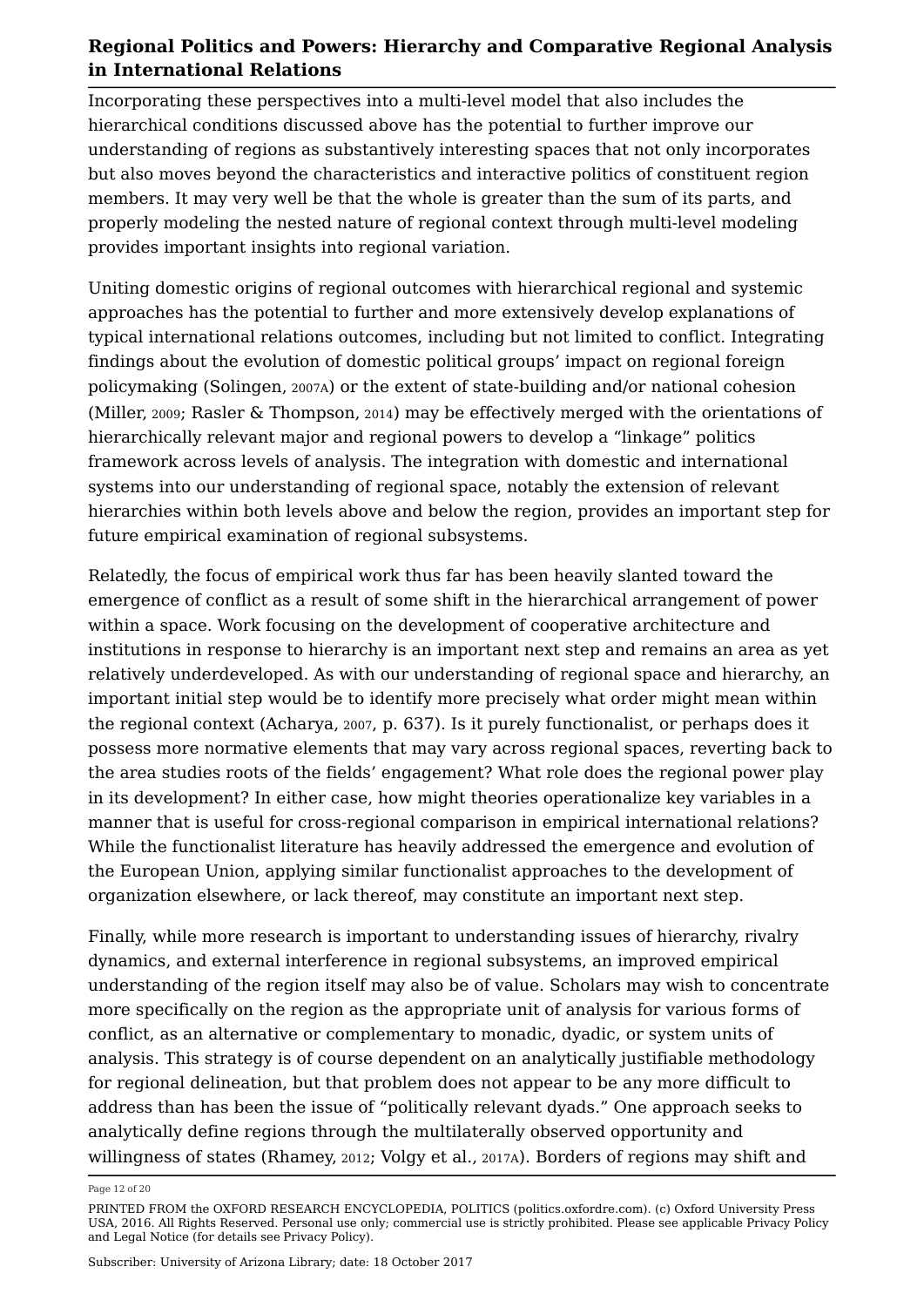Incorporating these perspectives into a multi-level model that also includes the hierarchical conditions discussed above has the potential to further improve our understanding of regions as substantively interesting spaces that not only incorporates but also moves beyond the characteristics and interactive politics of constituent region members. It may very well be that the whole is greater than the sum of its parts, and properly modeling the nested nature of regional context through multi-level modeling provides important insights into regional variation.

Uniting domestic origins of regional outcomes with hierarchical regional and systemic approaches has the potential to further and more extensively develop explanations of typical international relations outcomes, including but not limited to conflict. Integrating findings about the evolution of domestic political groups' impact on regional foreign policymaking (Solingen, 2007A) or the extent of state-building and/or national cohesion (Miller, 2009; Rasler & Thompson, 2014) may be effectively merged with the orientations of hierarchically relevant major and regional powers to develop a "linkage" politics framework across levels of analysis. The integration with domestic and international systems into our understanding of regional space, notably the extension of relevant hierarchies within both levels above and below the region, provides an important step for future empirical examination of regional subsystems.

Relatedly, the focus of empirical work thus far has been heavily slanted toward the emergence of conflict as a result of some shift in the hierarchical arrangement of power within a space. Work focusing on the development of cooperative architecture and institutions in response to hierarchy is an important next step and remains an area as yet relatively underdeveloped. As with our understanding of regional space and hierarchy, an important initial step would be to identify more precisely what order might mean within the regional context (Acharya, 2007, p. 637). Is it purely functionalist, or perhaps does it possess more normative elements that may vary across regional spaces, reverting back to the area studies roots of the fields' engagement? What role does the regional power play in its development? In either case, how might theories operationalize key variables in a manner that is useful for cross-regional comparison in empirical international relations? While the functionalist literature has heavily addressed the emergence and evolution of the European Union, applying similar functionalist approaches to the development of organization elsewhere, or lack thereof, may constitute an important next step.

Finally, while more research is important to understanding issues of hierarchy, rivalry dynamics, and external interference in regional subsystems, an improved empirical understanding of the region itself may also be of value. Scholars may wish to concentrate more specifically on the region as the appropriate unit of analysis for various forms of conflict, as an alternative or complementary to monadic, dyadic, or system units of analysis. This strategy is of course dependent on an analytically justifiable methodology for regional delineation, but that problem does not appear to be any more difficult to address than has been the issue of "politically relevant dyads." One approach seeks to analytically define regions through the multilaterally observed opportunity and willingness of states (Rhamey, 2012; Volgy et al., 2017A). Borders of regions may shift and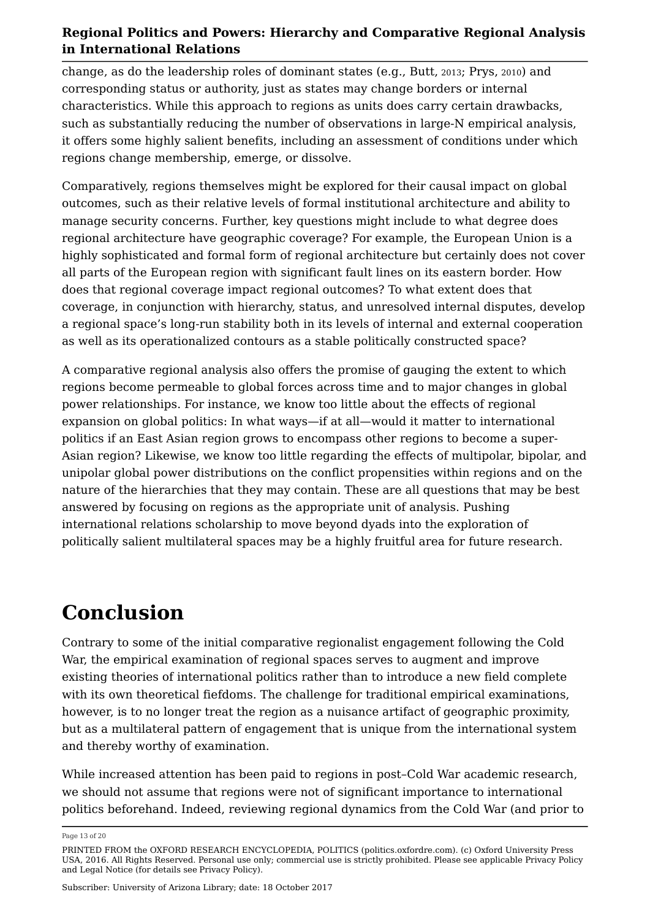change, as do the leadership roles of dominant states (e.g., Butt, 2013; Prys, 2010) and corresponding status or authority, just as states may change borders or internal characteristics. While this approach to regions as units does carry certain drawbacks, such as substantially reducing the number of observations in large-N empirical analysis, it offers some highly salient benefits, including an assessment of conditions under which regions change membership, emerge, or dissolve.

Comparatively, regions themselves might be explored for their causal impact on global outcomes, such as their relative levels of formal institutional architecture and ability to manage security concerns. Further, key questions might include to what degree does regional architecture have geographic coverage? For example, the European Union is a highly sophisticated and formal form of regional architecture but certainly does not cover all parts of the European region with significant fault lines on its eastern border. How does that regional coverage impact regional outcomes? To what extent does that coverage, in conjunction with hierarchy, status, and unresolved internal disputes, develop a regional space's long-run stability both in its levels of internal and external cooperation as well as its operationalized contours as a stable politically constructed space?

A comparative regional analysis also offers the promise of gauging the extent to which regions become permeable to global forces across time and to major changes in global power relationships. For instance, we know too little about the effects of regional expansion on global politics: In what ways—if at all—would it matter to international politics if an East Asian region grows to encompass other regions to become a super-Asian region? Likewise, we know too little regarding the effects of multipolar, bipolar, and unipolar global power distributions on the conflict propensities within regions and on the nature of the hierarchies that they may contain. These are all questions that may be best answered by focusing on regions as the appropriate unit of analysis. Pushing international relations scholarship to move beyond dyads into the exploration of politically salient multilateral spaces may be a highly fruitful area for future research.

# Conclusion

Contrary to some of the initial comparative regionalist engagement following the Cold War, the empirical examination of regional spaces serves to augment and improve existing theories of international politics rather than to introduce a new field complete with its own theoretical fiefdoms. The challenge for traditional empirical examinations, however, is to no longer treat the region as a nuisance artifact of geographic proximity, but as a multilateral pattern of engagement that is unique from the international system and thereby worthy of examination.

While increased attention has been paid to regions in post–Cold War academic research, we should not assume that regions were not of significant importance to international politics beforehand. Indeed, reviewing regional dynamics from the Cold War (and prior to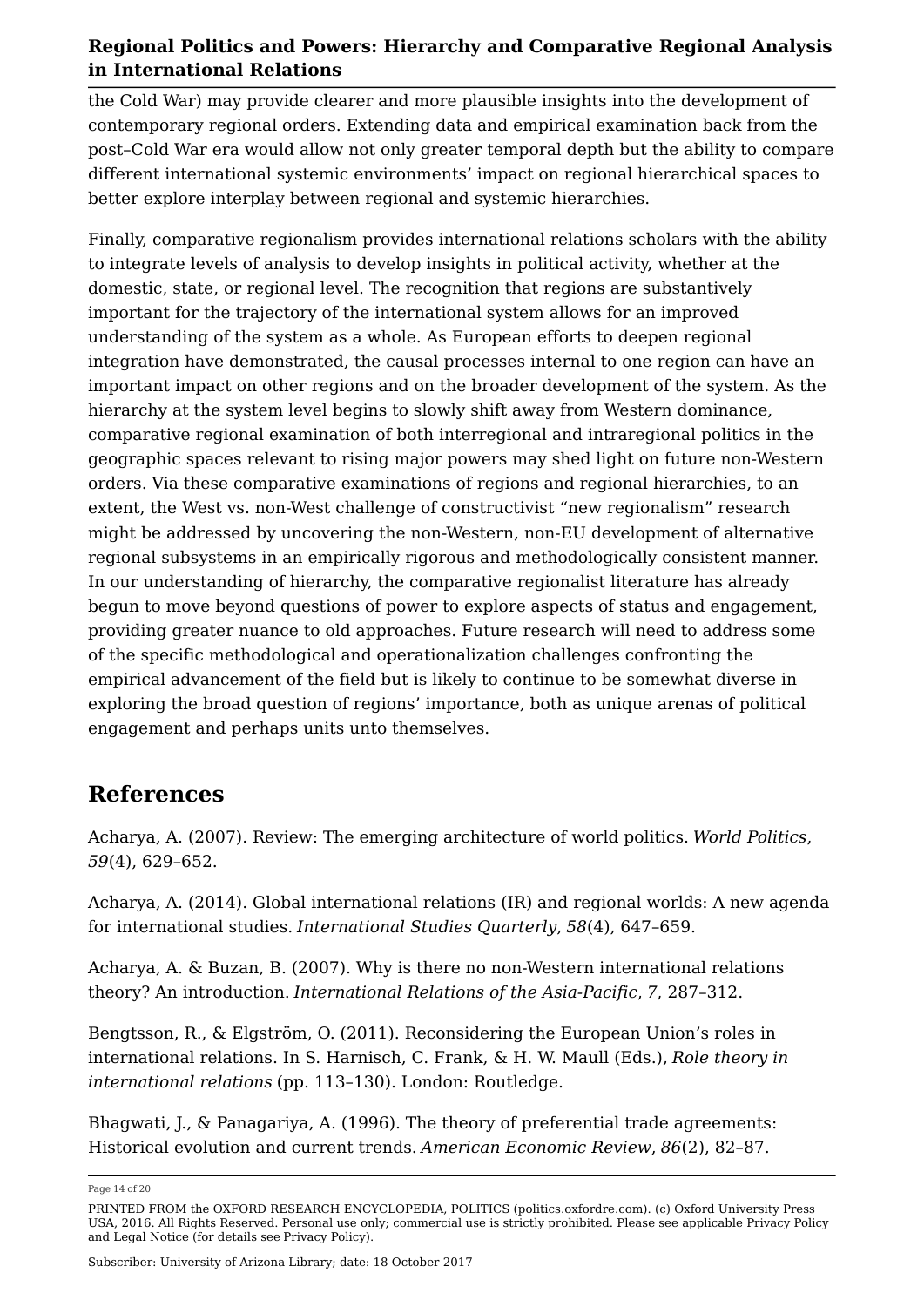the Cold War) may provide clearer and more plausible insights into the development of contemporary regional orders. Extending data and empirical examination back from the post–Cold War era would allow not only greater temporal depth but the ability to compare different international systemic environments' impact on regional hierarchical spaces to better explore interplay between regional and systemic hierarchies.

Finally, comparative regionalism provides international relations scholars with the ability to integrate levels of analysis to develop insights in political activity, whether at the domestic, state, or regional level. The recognition that regions are substantively important for the trajectory of the international system allows for an improved understanding of the system as a whole. As European efforts to deepen regional integration have demonstrated, the causal processes internal to one region can have an important impact on other regions and on the broader development of the system. As the hierarchy at the system level begins to slowly shift away from Western dominance, comparative regional examination of both interregional and intraregional politics in the geographic spaces relevant to rising major powers may shed light on future non-Western orders. Via these comparative examinations of regions and regional hierarchies, to an extent, the West vs. non-West challenge of constructivist "new regionalism" research might be addressed by uncovering the non-Western, non-EU development of alternative regional subsystems in an empirically rigorous and methodologically consistent manner. In our understanding of hierarchy, the comparative regionalist literature has already begun to move beyond questions of power to explore aspects of status and engagement, providing greater nuance to old approaches. Future research will need to address some of the specific methodological and operationalization challenges confronting the empirical advancement of the field but is likely to continue to be somewhat diverse in exploring the broad question of regions' importance, both as unique arenas of political engagement and perhaps units unto themselves.

## References

Acharya, A. (2007). Review: The emerging architecture of world politics. *World Politics*, *59*(4), 629–652.

Acharya, A. (2014). Global international relations (IR) and regional worlds: A new agenda for international studies. *International Studies Quarterly*, *58*(4), 647–659.

Acharya, A. & Buzan, B. (2007). Why is there no non-Western international relations theory? An introduction. *International Relations of the Asia-Pacific*, *7*, 287–312.

Bengtsson, R., & Elgström, O. (2011). Reconsidering the European Union's roles in international relations. In S. Harnisch, C. Frank, & H. W. Maull (Eds.), *Role theory in international relations* (pp. 113–130). London: Routledge.

Bhagwati, J., & Panagariya, A. (1996). The theory of preferential trade agreements: Historical evolution and current trends. *American Economic Review*, *86*(2), 82–87.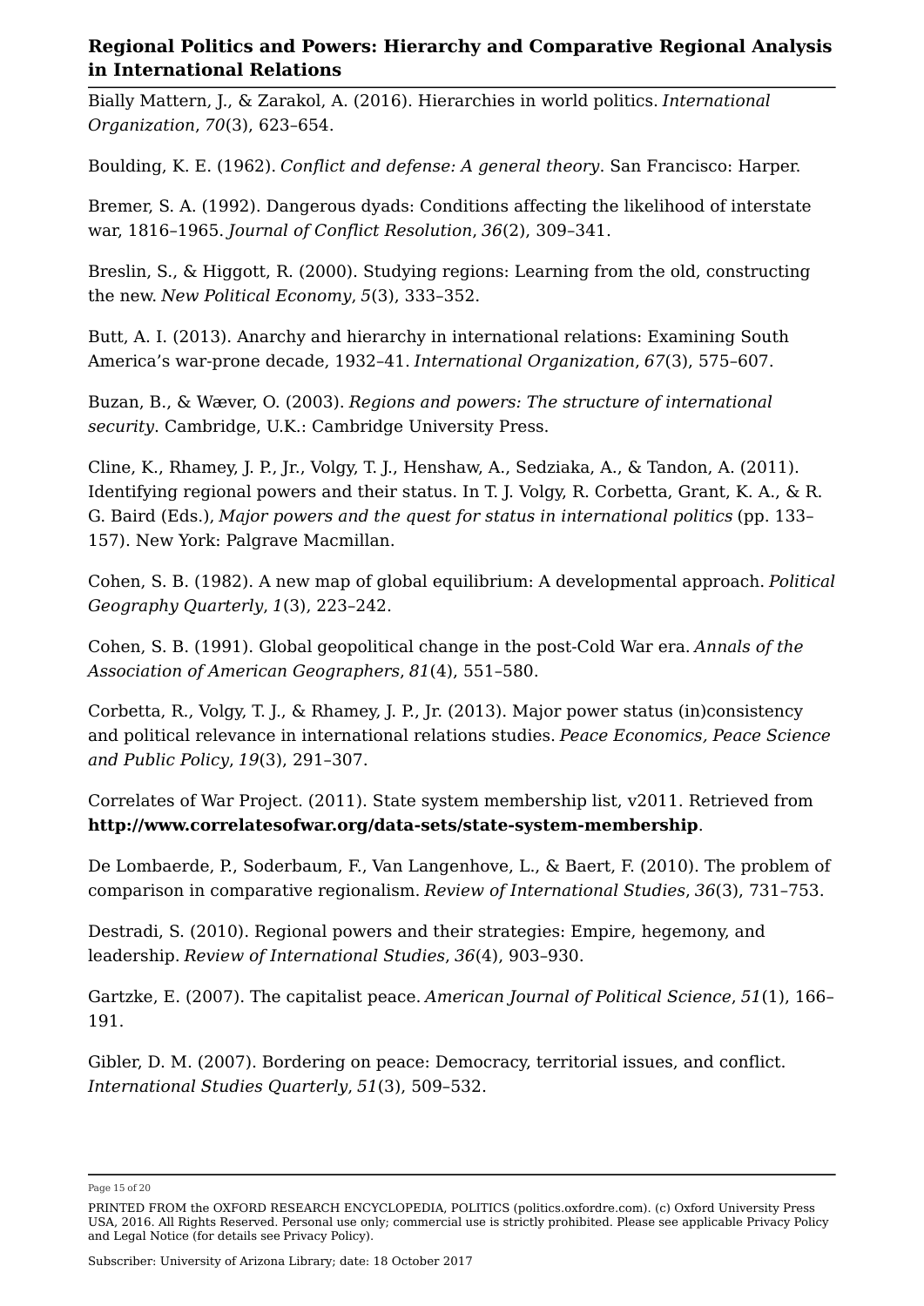Bially Mattern, J., & Zarakol, A. (2016). Hierarchies in world politics. *International Organization*, *70*(3), 623–654.

Boulding, K. E. (1962). *Conflict and defense: A general theory*. San Francisco: Harper.

Bremer, S. A. (1992). Dangerous dyads: Conditions affecting the likelihood of interstate war, 1816–1965. *Journal of Conflict Resolution*, *36*(2), 309–341.

Breslin, S., & Higgott, R. (2000). Studying regions: Learning from the old, constructing the new. *New Political Economy*, *5*(3), 333–352.

Butt, A. I. (2013). Anarchy and hierarchy in international relations: Examining South America's war-prone decade, 1932–41. *International Organization*, *67*(3), 575–607.

Buzan, B., & Wæver, O. (2003). *Regions and powers: The structure of international security*. Cambridge, U.K.: Cambridge University Press.

Cline, K., Rhamey, J. P., Jr., Volgy, T. J., Henshaw, A., Sedziaka, A., & Tandon, A. (2011). Identifying regional powers and their status. In T. J. Volgy, R. Corbetta, Grant, K. A., & R. G. Baird (Eds.), *Major powers and the quest for status in international politics* (pp. 133–157). New York: Palgrave Macmillan.

Cohen, S. B. (1982). A new map of global equilibrium: A developmental approach. *Political Geography Quarterly*, *1*(3), 223–242.

Cohen, S. B. (1991). Global geopolitical change in the post-Cold War era. *Annals of the Association of American Geographers*, *81*(4), 551–580.

Corbetta, R., Volgy, T. J., & Rhamey, J. P., Jr. (2013). Major power status (in)consistency and political relevance in international relations studies. *Peace Economics, Peace Science and Public Policy*, *19*(3), 291–307.

Correlates of War Project. (2011). State system membership list, v2011. Retrieved from **http://www.correlatesofwar.org/data-sets/state-system-membership**.

De Lombaerde, P., Soderbaum, F., Van Langenhove, L., & Baert, F. (2010). The problem of comparison in comparative regionalism. *Review of International Studies*, *36*(3), 731–753.

Destradi, S. (2010). Regional powers and their strategies: Empire, hegemony, and leadership. *Review of International Studies*, *36*(4), 903–930.

Gartzke, E. (2007). The capitalist peace. *American Journal of Political Science*, *51*(1), 166–191.

Gibler, D. M. (2007). Bordering on peace: Democracy, territorial issues, and conflict. *International Studies Quarterly*, *51*(3), 509–532.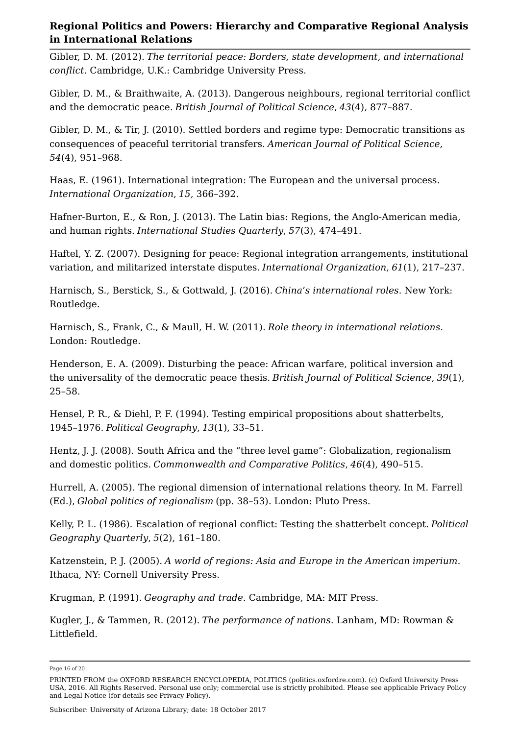Gibler, D. M. (2012). *The territorial peace: Borders, state development, and international conflict*. Cambridge, U.K.: Cambridge University Press.

Gibler, D. M., & Braithwaite, A. (2013). Dangerous neighbours, regional territorial conflict and the democratic peace. *British Journal of Political Science*, *43*(4), 877–887.

Gibler, D. M., & Tir, J. (2010). Settled borders and regime type: Democratic transitions as consequences of peaceful territorial transfers. *American Journal of Political Science*, *54*(4), 951–968.

Haas, E. (1961). International integration: The European and the universal process. *International Organization*, *15*, 366–392.

Hafner-Burton, E., & Ron, J. (2013). The Latin bias: Regions, the Anglo-American media, and human rights. *International Studies Quarterly*, *57*(3), 474–491.

Haftel, Y. Z. (2007). Designing for peace: Regional integration arrangements, institutional variation, and militarized interstate disputes. *International Organization*, *61*(1), 217–237.

Harnisch, S., Berstick, S., & Gottwald, J. (2016). *China's international roles*. New York: Routledge.

Harnisch, S., Frank, C., & Maull, H. W. (2011). *Role theory in international relations*. London: Routledge.

Henderson, E. A. (2009). Disturbing the peace: African warfare, political inversion and the universality of the democratic peace thesis. *British Journal of Political Science*, *39*(1), 25–58.

Hensel, P. R., & Diehl, P. F. (1994). Testing empirical propositions about shatterbelts, 1945–1976. *Political Geography*, *13*(1), 33–51.

Hentz, J. J. (2008). South Africa and the "three level game": Globalization, regionalism and domestic politics. *Commonwealth and Comparative Politics*, *46*(4), 490–515.

Hurrell, A. (2005). The regional dimension of international relations theory. In M. Farrell (Ed.), *Global politics of regionalism* (pp. 38–53). London: Pluto Press.

Kelly, P. L. (1986). Escalation of regional conflict: Testing the shatterbelt concept. *Political Geography Quarterly*, *5*(2), 161–180.

Katzenstein, P. J. (2005). *A world of regions: Asia and Europe in the American imperium*. Ithaca, NY: Cornell University Press.

Krugman, P. (1991). *Geography and trade*. Cambridge, MA: MIT Press.

Kugler, J., & Tammen, R. (2012). *The performance of nations*. Lanham, MD: Rowman & Littlefield.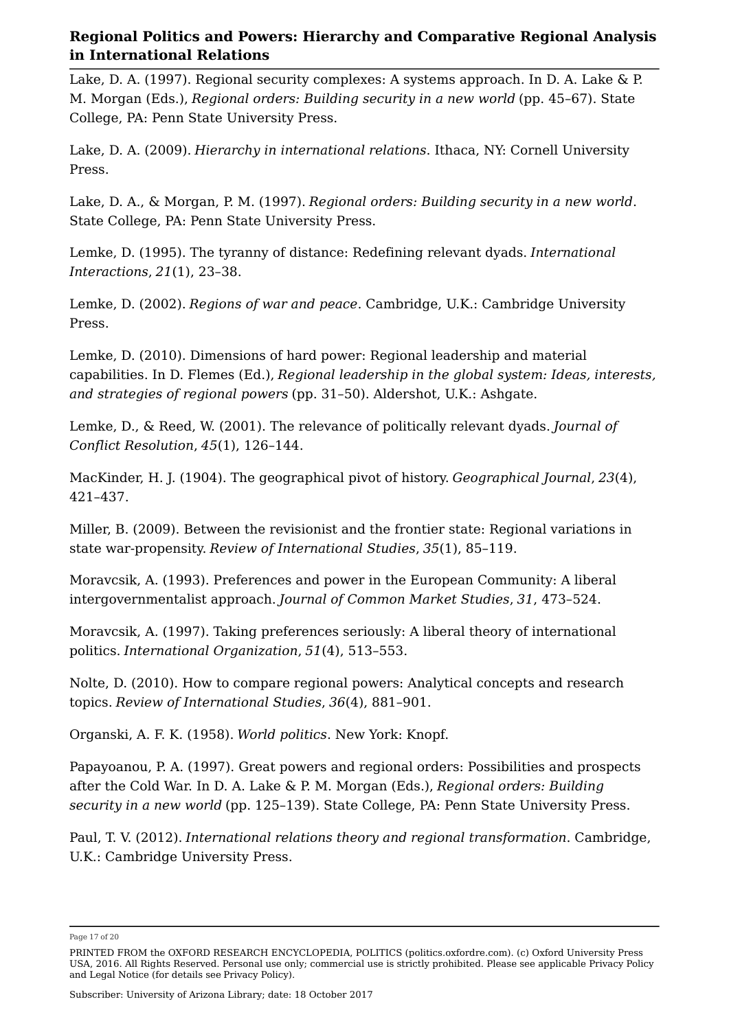Lake, D. A. (1997). Regional security complexes: A systems approach. In D. A. Lake & P. M. Morgan (Eds.), *Regional orders: Building security in a new world* (pp. 45–67). State College, PA: Penn State University Press.

Lake, D. A. (2009). *Hierarchy in international relations*. Ithaca, NY: Cornell University Press.

Lake, D. A., & Morgan, P. M. (1997). *Regional orders: Building security in a new world*. State College, PA: Penn State University Press.

Lemke, D. (1995). The tyranny of distance: Redefining relevant dyads. *International Interactions*, *21*(1), 23–38.

Lemke, D. (2002). *Regions of war and peace*. Cambridge, U.K.: Cambridge University Press.

Lemke, D. (2010). Dimensions of hard power: Regional leadership and material capabilities. In D. Flemes (Ed.), *Regional leadership in the global system: Ideas, interests, and strategies of regional powers* (pp. 31–50). Aldershot, U.K.: Ashgate.

Lemke, D., & Reed, W. (2001). The relevance of politically relevant dyads. *Journal of Conflict Resolution*, *45*(1), 126–144.

MacKinder, H. J. (1904). The geographical pivot of history. *Geographical Journal*, *23*(4), 421–437.

Miller, B. (2009). Between the revisionist and the frontier state: Regional variations in state war-propensity. *Review of International Studies*, *35*(1), 85–119.

Moravcsik, A. (1993). Preferences and power in the European Community: A liberal intergovernmentalist approach. *Journal of Common Market Studies*, *31*, 473–524.

Moravcsik, A. (1997). Taking preferences seriously: A liberal theory of international politics. *International Organization*, *51*(4), 513–553.

Nolte, D. (2010). How to compare regional powers: Analytical concepts and research topics. *Review of International Studies*, *36*(4), 881–901.

Organski, A. F. K. (1958). *World politics*. New York: Knopf.

Papayoanou, P. A. (1997). Great powers and regional orders: Possibilities and prospects after the Cold War. In D. A. Lake & P. M. Morgan (Eds.), *Regional orders: Building security in a new world* (pp. 125–139). State College, PA: Penn State University Press.

Paul, T. V. (2012). *International relations theory and regional transformation*. Cambridge, U.K.: Cambridge University Press.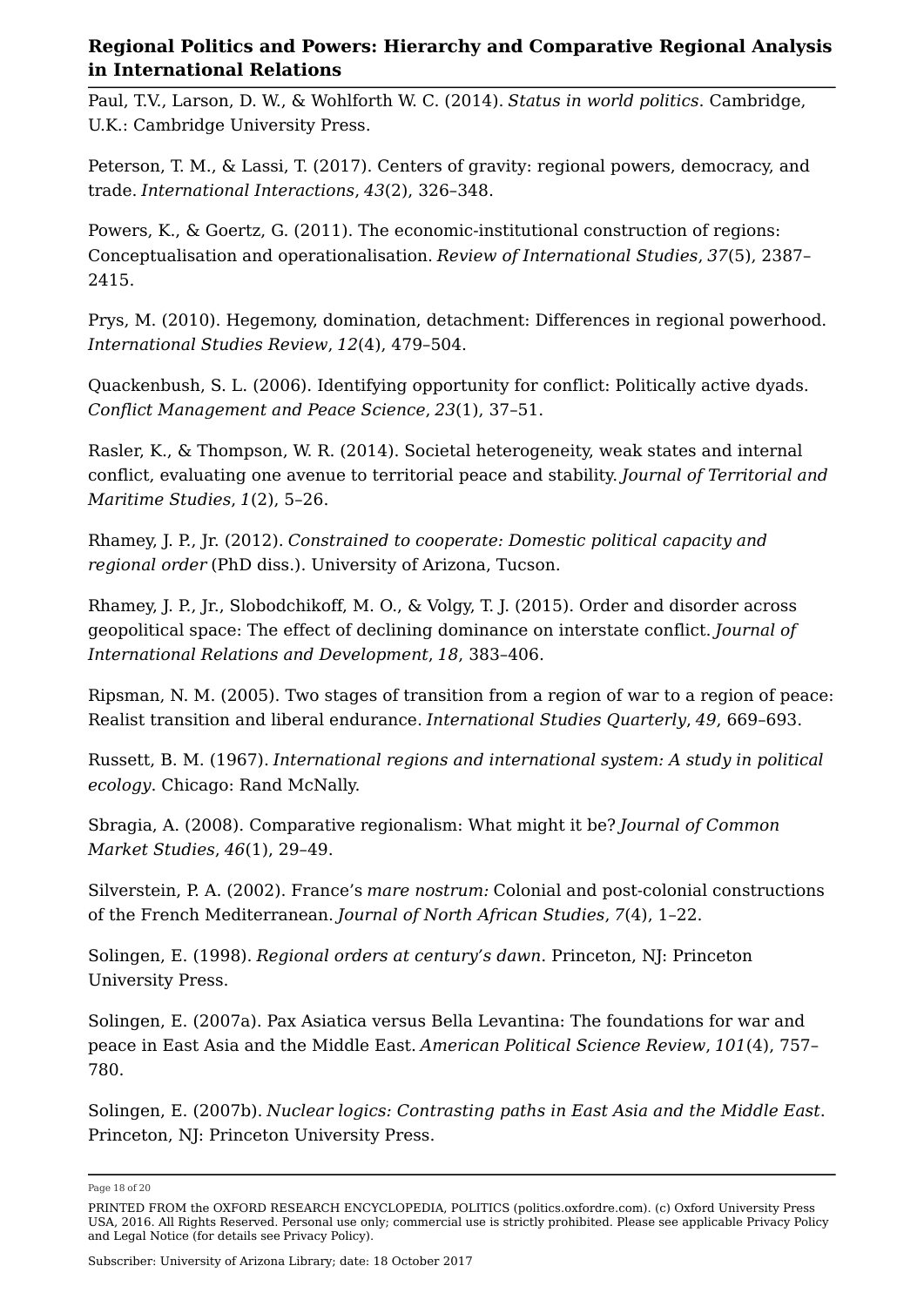Paul, T.V., Larson, D. W., & Wohlforth W. C. (2014). *Status in world politics*. Cambridge, U.K.: Cambridge University Press.

Peterson, T. M., & Lassi, T. (2017). Centers of gravity: regional powers, democracy, and trade. *International Interactions*, *43*(2), 326–348.

Powers, K., & Goertz, G. (2011). The economic-institutional construction of regions: Conceptualisation and operationalisation. *Review of International Studies*, *37*(5), 2387–2415.

Prys, M. (2010). Hegemony, domination, detachment: Differences in regional powerhood. *International Studies Review*, *12*(4), 479–504.

Quackenbush, S. L. (2006). Identifying opportunity for conflict: Politically active dyads. *Conflict Management and Peace Science*, *23*(1), 37–51.

Rasler, K., & Thompson, W. R. (2014). Societal heterogeneity, weak states and internal conflict, evaluating one avenue to territorial peace and stability. *Journal of Territorial and Maritime Studies*, *1*(2), 5–26.

Rhamey, J. P., Jr. (2012). *Constrained to cooperate: Domestic political capacity and regional order* (PhD diss.). University of Arizona, Tucson.

Rhamey, J. P., Jr., Slobodchikoff, M. O., & Volgy, T. J. (2015). Order and disorder across geopolitical space: The effect of declining dominance on interstate conflict. *Journal of International Relations and Development*, *18*, 383–406.

Ripsman, N. M. (2005). Two stages of transition from a region of war to a region of peace: Realist transition and liberal endurance. *International Studies Quarterly*, *49*, 669–693.

Russett, B. M. (1967). *International regions and international system: A study in political ecology*. Chicago: Rand McNally.

Sbragia, A. (2008). Comparative regionalism: What might it be? *Journal of Common Market Studies*, *46*(1), 29–49.

Silverstein, P. A. (2002). France's *mare nostrum:* Colonial and post-colonial constructions of the French Mediterranean. *Journal of North African Studies*, *7*(4), 1–22.

Solingen, E. (1998). *Regional orders at century's dawn*. Princeton, NJ: Princeton University Press.

Solingen, E. (2007a). Pax Asiatica versus Bella Levantina: The foundations for war and peace in East Asia and the Middle East. *American Political Science Review*, *101*(4), 757–780.

Solingen, E. (2007b). *Nuclear logics: Contrasting paths in East Asia and the Middle East*. Princeton, NJ: Princeton University Press.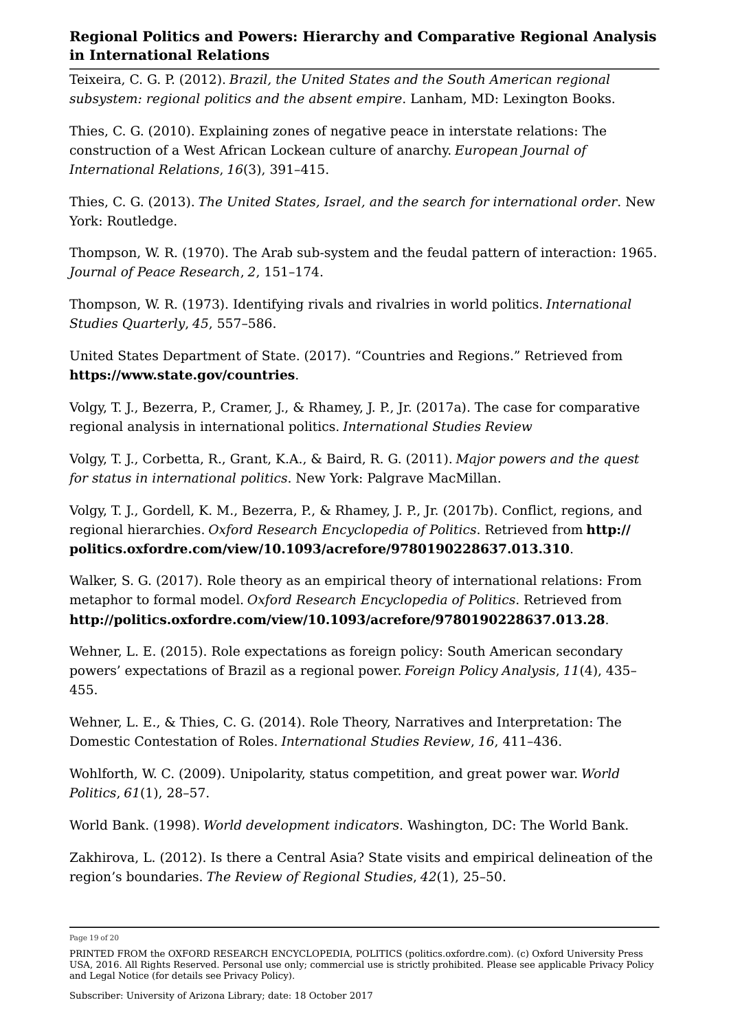Teixeira, C. G. P. (2012). *Brazil, the United States and the South American regional subsystem: regional politics and the absent empire*. Lanham, MD: Lexington Books.

Thies, C. G. (2010). Explaining zones of negative peace in interstate relations: The construction of a West African Lockean culture of anarchy. *European Journal of International Relations*, *16*(3), 391–415.

Thies, C. G. (2013). *The United States, Israel, and the search for international order*. New York: Routledge.

Thompson, W. R. (1970). The Arab sub-system and the feudal pattern of interaction: 1965. *Journal of Peace Research*, *2*, 151–174.

Thompson, W. R. (1973). Identifying rivals and rivalries in world politics. *International Studies Quarterly*, *45*, 557–586.

United States Department of State. (2017). "Countries and Regions." Retrieved from **https://www.state.gov/countries**.

Volgy, T. J., Bezerra, P., Cramer, J., & Rhamey, J. P., Jr. (2017a). The case for comparative regional analysis in international politics. *International Studies Review*

Volgy, T. J., Corbetta, R., Grant, K.A., & Baird, R. G. (2011). *Major powers and the quest for status in international politics*. New York: Palgrave MacMillan.

Volgy, T. J., Gordell, K. M., Bezerra, P., & Rhamey, J. P., Jr. (2017b). Conflict, regions, and regional hierarchies. *Oxford Research Encyclopedia of Politics*. Retrieved from **http://politics.oxfordre.com/view/10.1093/acrefore/9780190228637.013.310**.

Walker, S. G. (2017). Role theory as an empirical theory of international relations: From metaphor to formal model. *Oxford Research Encyclopedia of Politics*. Retrieved from **http://politics.oxfordre.com/view/10.1093/acrefore/9780190228637.013.28**.

Wehner, L. E. (2015). Role expectations as foreign policy: South American secondary powers' expectations of Brazil as a regional power. *Foreign Policy Analysis*, *11*(4), 435–455.

Wehner, L. E., & Thies, C. G. (2014). Role Theory, Narratives and Interpretation: The Domestic Contestation of Roles. *International Studies Review*, *16*, 411–436.

Wohlforth, W. C. (2009). Unipolarity, status competition, and great power war. *World Politics*, *61*(1), 28–57.

World Bank. (1998). *World development indicators*. Washington, DC: The World Bank.

Zakhirova, L. (2012). Is there a Central Asia? State visits and empirical delineation of the region's boundaries. *The Review of Regional Studies*, *42*(1), 25–50.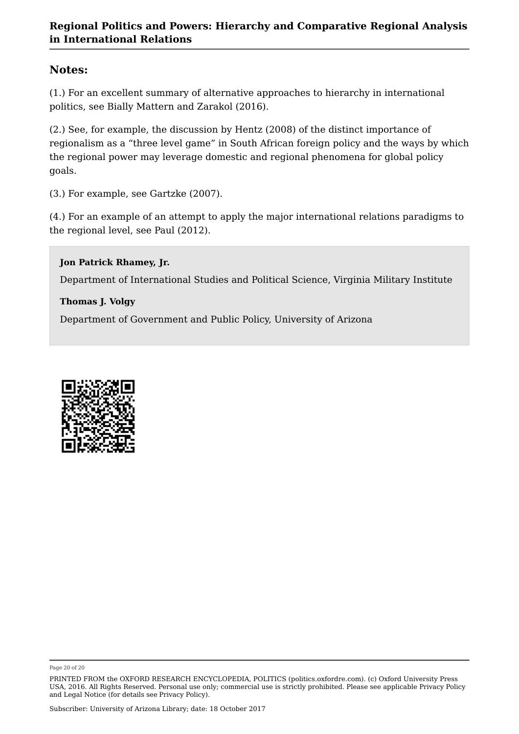## Notes:

(1.) For an excellent summary of alternative approaches to hierarchy in international politics, see Bially Mattern and Zarakol (2016).

(2.) See, for example, the discussion by Hentz (2008) of the distinct importance of regionalism as a "three level game" in South African foreign policy and the ways by which the regional power may leverage domestic and regional phenomena for global policy goals.

(3.) For example, see Gartzke (2007).

(4.) For an example of an attempt to apply the major international relations paradigms to the regional level, see Paul (2012).

**Jon Patrick Rhamey, Jr.**

Department of International Studies and Political Science, Virginia Military Institute

**Thomas J. Volgy**

Department of Government and Public Policy, University of Arizona